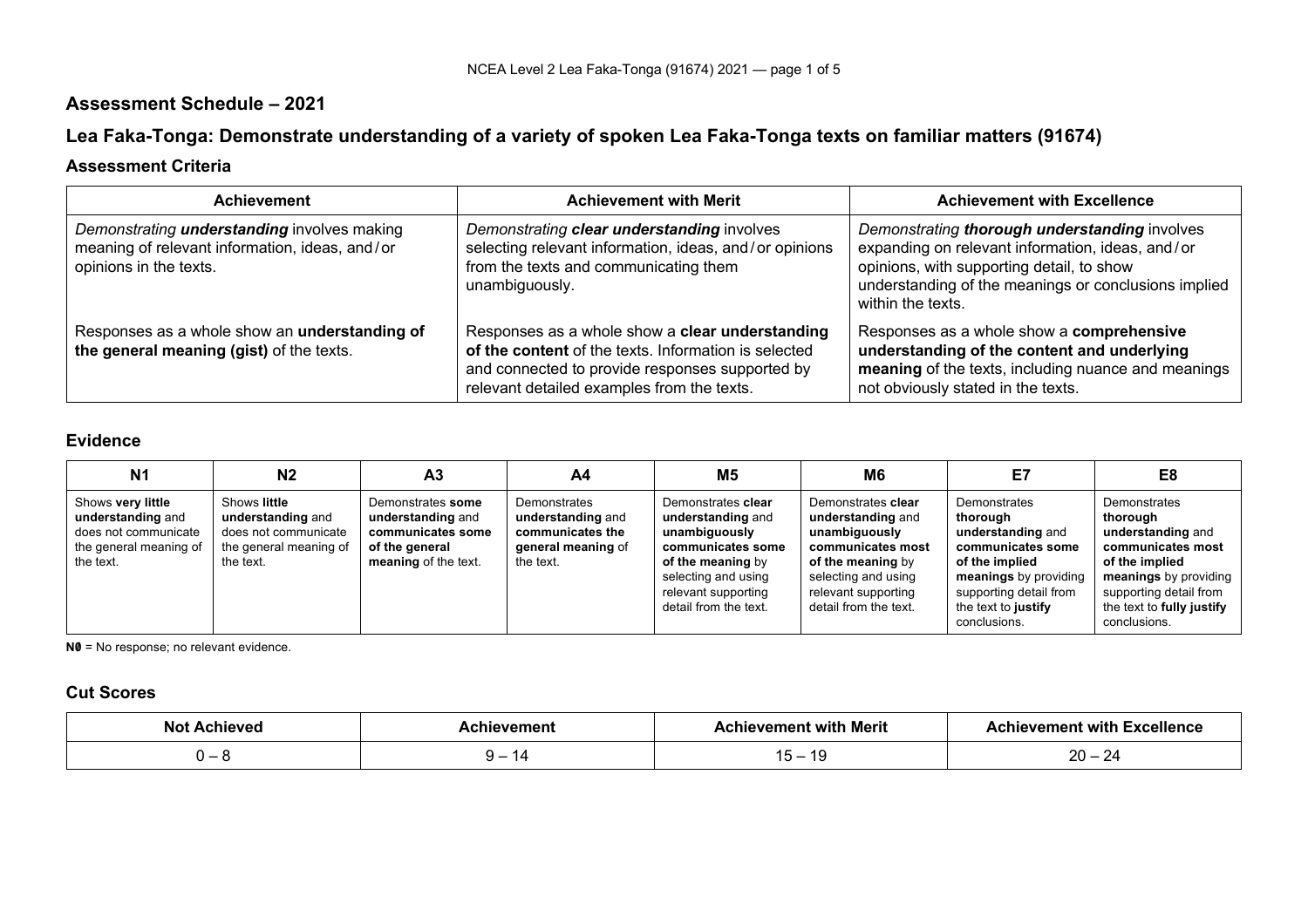## Assessment Schedule – 2021

## Lea Faka-Tonga: Demonstrate understanding of a variety of spoken Lea Faka-Tonga texts on familiar matters (91674)

### Assessment Criteria

| Achievement | Achievement with Merit | Achievement with Excellence |
|---|---|---|
| *Demonstrating **understanding** involves making meaning of relevant information, ideas, and / or opinions in the texts.* | *Demonstrating **clear understanding** involves selecting relevant information, ideas, and / or opinions from the texts and communicating them unambiguously.* | *Demonstrating **thorough understanding** involves expanding on relevant information, ideas, and / or opinions, with supporting detail, to show understanding of the meanings or conclusions implied within the texts.* |
| Responses as a whole show an **understanding of the general meaning (gist)** of the texts. | Responses as a whole show a **clear understanding of the content** of the texts. Information is selected and connected to provide responses supported by relevant detailed examples from the texts. | Responses as a whole show a **comprehensive understanding of the content and underlying meaning** of the texts, including nuance and meanings not obviously stated in the texts. |

### Evidence

| N1 | N2 | A3 | A4 | M5 | M6 | E7 | E8 |
|---|---|---|---|---|---|---|---|
| Shows **very little understanding** and does not communicate the general meaning of the text. | Shows **little understanding** and does not communicate the general meaning of the text. | Demonstrates **some understanding** and **communicates some of the general meaning** of the text. | Demonstrates **understanding** and **communicates the general meaning** of the text. | Demonstrates **clear understanding** and **unambiguously communicates some of the meaning** by selecting and using relevant supporting detail from the text. | Demonstrates **clear understanding** and **unambiguously communicates most of the meaning** by selecting and using relevant supporting detail from the text. | Demonstrates **thorough understanding** and **communicates some of the implied meanings** by providing supporting detail from the text to **justify** conclusions. | Demonstrates **thorough understanding** and **communicates most of the implied meanings** by providing supporting detail from the text to **fully justify** conclusions. |

**N0** = No response; no relevant evidence.

### Cut Scores

| Not Achieved | Achievement | Achievement with Merit | Achievement with Excellence |
|---|---|---|---|
| 0 – 8 | 9 – 14 | 15 – 19 | 20 – 24 |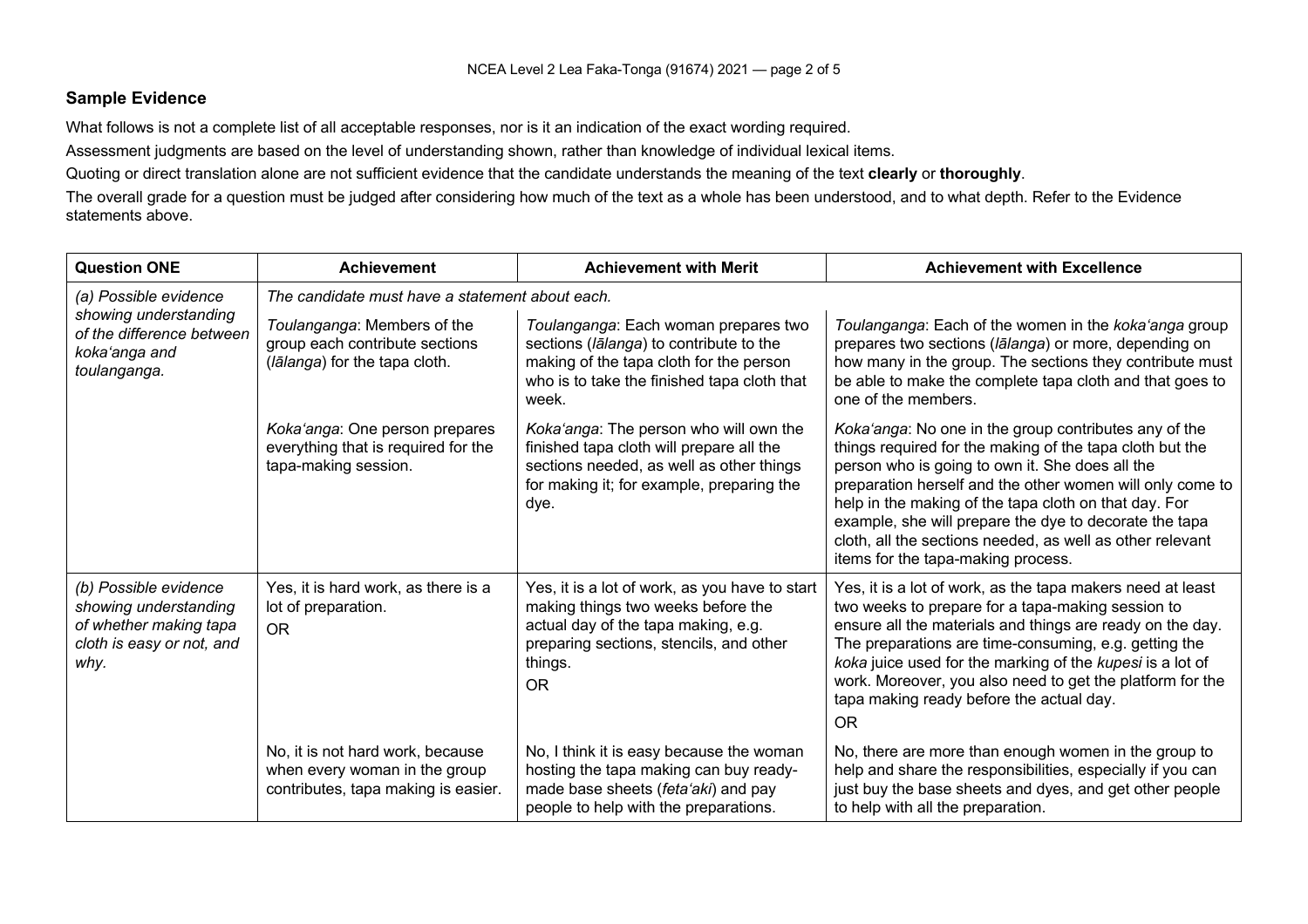## Sample Evidence

What follows is not a complete list of all acceptable responses, nor is it an indication of the exact wording required.

Assessment judgments are based on the level of understanding shown, rather than knowledge of individual lexical items.

Quoting or direct translation alone are not sufficient evidence that the candidate understands the meaning of the text **clearly** or **thoroughly**.

The overall grade for a question must be judged after considering how much of the text as a whole has been understood, and to what depth. Refer to the Evidence statements above.

| Question ONE | Achievement | Achievement with Merit | Achievement with Excellence |
|---|---|---|---|
| *(a) Possible evidence showing understanding of the difference between koka'anga and toulanganga.* | *The candidate must have a statement about each.* | | |
| | *Toulanganga*: Members of the group each contribute sections (*lālanga*) for the tapa cloth. | *Toulanganga*: Each woman prepares two sections (*lālanga*) to contribute to the making of the tapa cloth for the person who is to take the finished tapa cloth that week. | *Toulanganga*: Each of the women in the *koka'anga* group prepares two sections (*lālanga*) or more, depending on how many in the group. The sections they contribute must be able to make the complete tapa cloth and that goes to one of the members. |
| | *Koka'anga*: One person prepares everything that is required for the tapa-making session. | *Koka'anga*: The person who will own the finished tapa cloth will prepare all the sections needed, as well as other things for making it; for example, preparing the dye. | *Koka'anga*: No one in the group contributes any of the things required for the making of the tapa cloth but the person who is going to own it. She does all the preparation herself and the other women will only come to help in the making of the tapa cloth on that day. For example, she will prepare the dye to decorate the tapa cloth, all the sections needed, as well as other relevant items for the tapa-making process. |
| *(b) Possible evidence showing understanding of whether making tapa cloth is easy or not, and why.* | Yes, it is hard work, as there is a lot of preparation.<br>OR | Yes, it is a lot of work, as you have to start making things two weeks before the actual day of the tapa making, e.g. preparing sections, stencils, and other things.<br>OR | Yes, it is a lot of work, as the tapa makers need at least two weeks to prepare for a tapa-making session to ensure all the materials and things are ready on the day. The preparations are time-consuming, e.g. getting the *koka* juice used for the marking of the *kupesi* is a lot of work. Moreover, you also need to get the platform for the tapa making ready before the actual day.<br>OR |
| | No, it is not hard work, because when every woman in the group contributes, tapa making is easier. | No, I think it is easy because the woman hosting the tapa making can buy ready-made base sheets (*feta'aki*) and pay people to help with the preparations. | No, there are more than enough women in the group to help and share the responsibilities, especially if you can just buy the base sheets and dyes, and get other people to help with all the preparation. |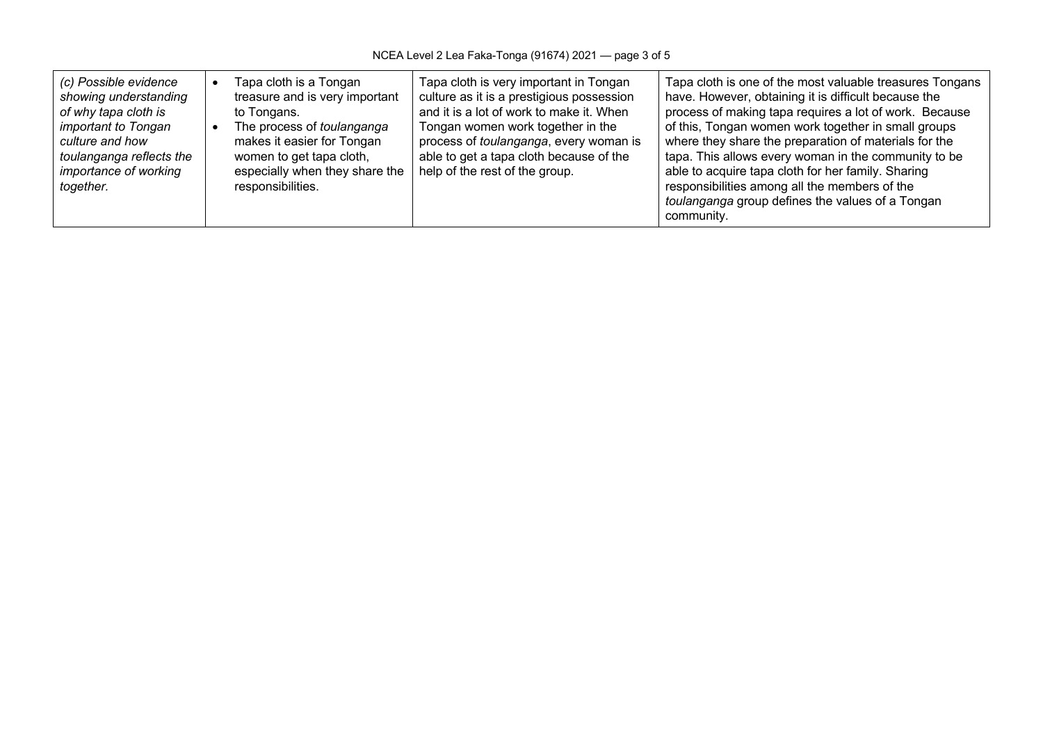| | | | |
|---|---|---|---|
| *(c) Possible evidence showing understanding of why tapa cloth is important to Tongan culture and how toulanganga reflects the importance of working together.* | • Tapa cloth is a Tongan treasure and is very important to Tongans.<br>• The process of *toulanganga* makes it easier for Tongan women to get tapa cloth, especially when they share the responsibilities. | Tapa cloth is very important in Tongan culture as it is a prestigious possession and it is a lot of work to make it. When Tongan women work together in the process of *toulanganga*, every woman is able to get a tapa cloth because of the help of the rest of the group. | Tapa cloth is one of the most valuable treasures Tongans have. However, obtaining it is difficult because the process of making tapa requires a lot of work. Because of this, Tongan women work together in small groups where they share the preparation of materials for the tapa. This allows every woman in the community to be able to acquire tapa cloth for her family. Sharing responsibilities among all the members of the *toulanganga* group defines the values of a Tongan community. |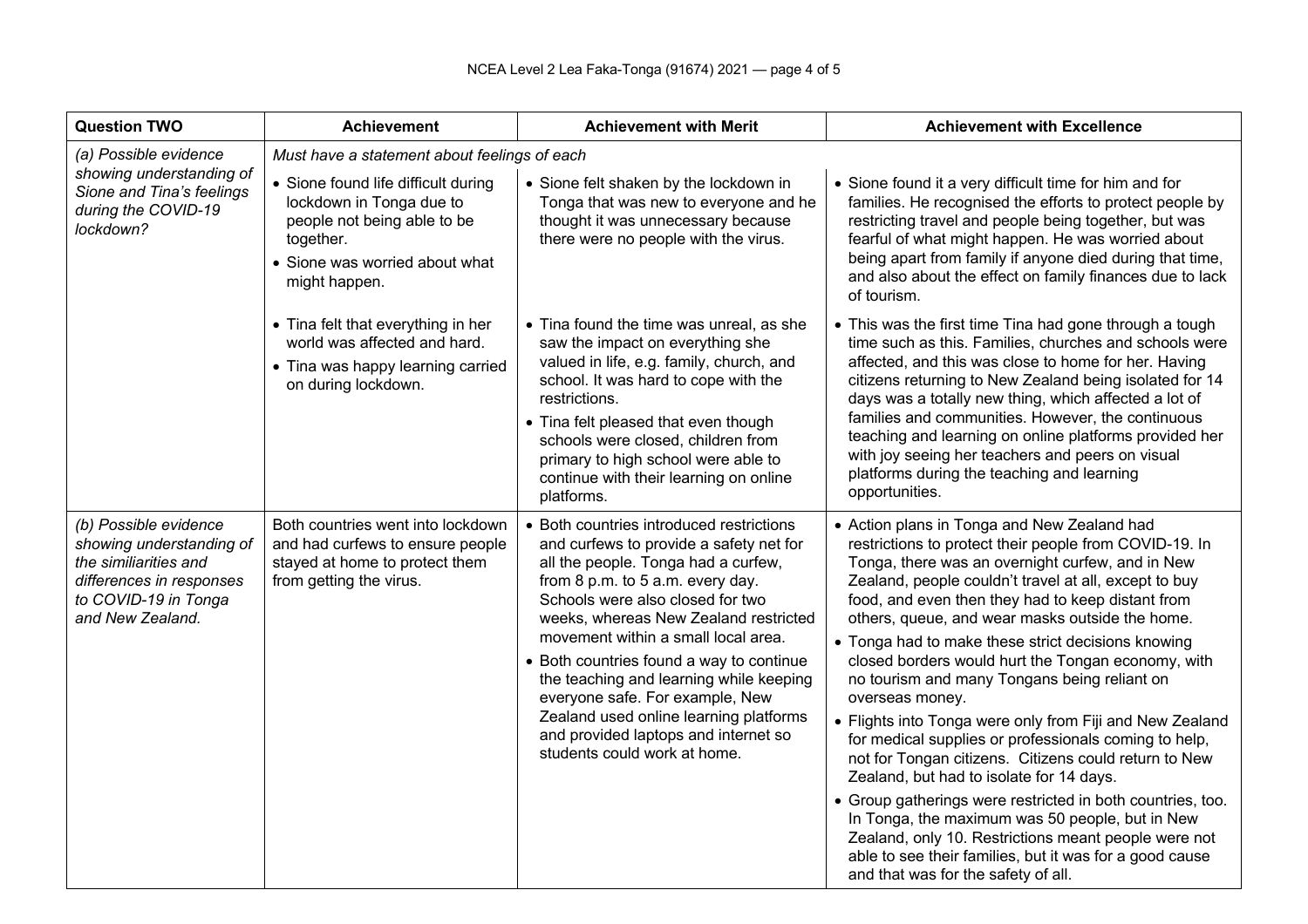| Question TWO | Achievement | Achievement with Merit | Achievement with Excellence |
|---|---|---|---|
| *(a) Possible evidence showing understanding of Sione and Tina's feelings during the COVID-19 lockdown?* | *Must have a statement about feelings of each* | | |
| | • Sione found life difficult during lockdown in Tonga due to people not being able to be together.<br>• Sione was worried about what might happen. | • Sione felt shaken by the lockdown in Tonga that was new to everyone and he thought it was unnecessary because there were no people with the virus. | • Sione found it a very difficult time for him and for families. He recognised the efforts to protect people by restricting travel and people being together, but was fearful of what might happen. He was worried about being apart from family if anyone died during that time, and also about the effect on family finances due to lack of tourism. |
| | • Tina felt that everything in her world was affected and hard.<br>• Tina was happy learning carried on during lockdown. | • Tina found the time was unreal, as she saw the impact on everything she valued in life, e.g. family, church, and school. It was hard to cope with the restrictions.<br>• Tina felt pleased that even though schools were closed, children from primary to high school were able to continue with their learning on online platforms. | • This was the first time Tina had gone through a tough time such as this. Families, churches and schools were affected, and this was close to home for her. Having citizens returning to New Zealand being isolated for 14 days was a totally new thing, which affected a lot of families and communities. However, the continuous teaching and learning on online platforms provided her with joy seeing her teachers and peers on visual platforms during the teaching and learning opportunities. |
| *(b) Possible evidence showing understanding of the similiarities and differences in responses to COVID-19 in Tonga and New Zealand.* | Both countries went into lockdown and had curfews to ensure people stayed at home to protect them from getting the virus. | • Both countries introduced restrictions and curfews to provide a safety net for all the people. Tonga had a curfew, from 8 p.m. to 5 a.m. every day. Schools were also closed for two weeks, whereas New Zealand restricted movement within a small local area.<br>• Both countries found a way to continue the teaching and learning while keeping everyone safe. For example, New Zealand used online learning platforms and provided laptops and internet so students could work at home. | • Action plans in Tonga and New Zealand had restrictions to protect their people from COVID-19. In Tonga, there was an overnight curfew, and in New Zealand, people couldn't travel at all, except to buy food, and even then they had to keep distant from others, queue, and wear masks outside the home.<br>• Tonga had to make these strict decisions knowing closed borders would hurt the Tongan economy, with no tourism and many Tongans being reliant on overseas money.<br>• Flights into Tonga were only from Fiji and New Zealand for medical supplies or professionals coming to help, not for Tongan citizens. Citizens could return to New Zealand, but had to isolate for 14 days.<br>• Group gatherings were restricted in both countries, too. In Tonga, the maximum was 50 people, but in New Zealand, only 10. Restrictions meant people were not able to see their families, but it was for a good cause and that was for the safety of all. |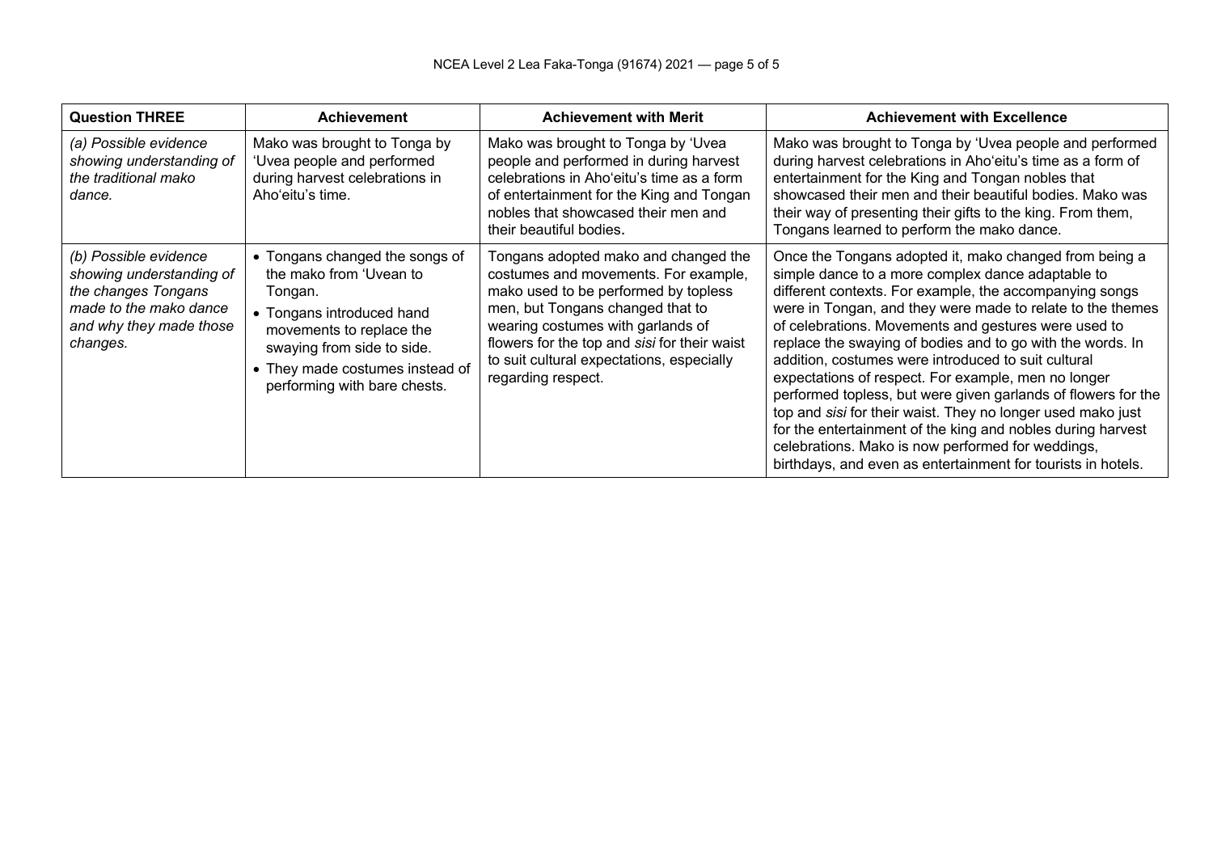| Question THREE | Achievement | Achievement with Merit | Achievement with Excellence |
|---|---|---|---|
| *(a) Possible evidence showing understanding of the traditional mako dance.* | Mako was brought to Tonga by ‘Uvea people and performed during harvest celebrations in Aho‘eitu’s time. | Mako was brought to Tonga by ‘Uvea people and performed in during harvest celebrations in Aho‘eitu’s time as a form of entertainment for the King and Tongan nobles that showcased their men and their beautiful bodies. | Mako was brought to Tonga by ‘Uvea people and performed during harvest celebrations in Aho‘eitu’s time as a form of entertainment for the King and Tongan nobles that showcased their men and their beautiful bodies. Mako was their way of presenting their gifts to the king. From them, Tongans learned to perform the mako dance. |
| *(b) Possible evidence showing understanding of the changes Tongans made to the mako dance and why they made those changes.* | • Tongans changed the songs of the mako from ‘Uvean to Tongan.<br>• Tongans introduced hand movements to replace the swaying from side to side.<br>• They made costumes instead of performing with bare chests. | Tongans adopted mako and changed the costumes and movements. For example, mako used to be performed by topless men, but Tongans changed that to wearing costumes with garlands of flowers for the top and *sisi* for their waist to suit cultural expectations, especially regarding respect. | Once the Tongans adopted it, mako changed from being a simple dance to a more complex dance adaptable to different contexts. For example, the accompanying songs were in Tongan, and they were made to relate to the themes of celebrations. Movements and gestures were used to replace the swaying of bodies and to go with the words. In addition, costumes were introduced to suit cultural expectations of respect. For example, men no longer performed topless, but were given garlands of flowers for the top and *sisi* for their waist. They no longer used mako just for the entertainment of the king and nobles during harvest celebrations. Mako is now performed for weddings, birthdays, and even as entertainment for tourists in hotels. |